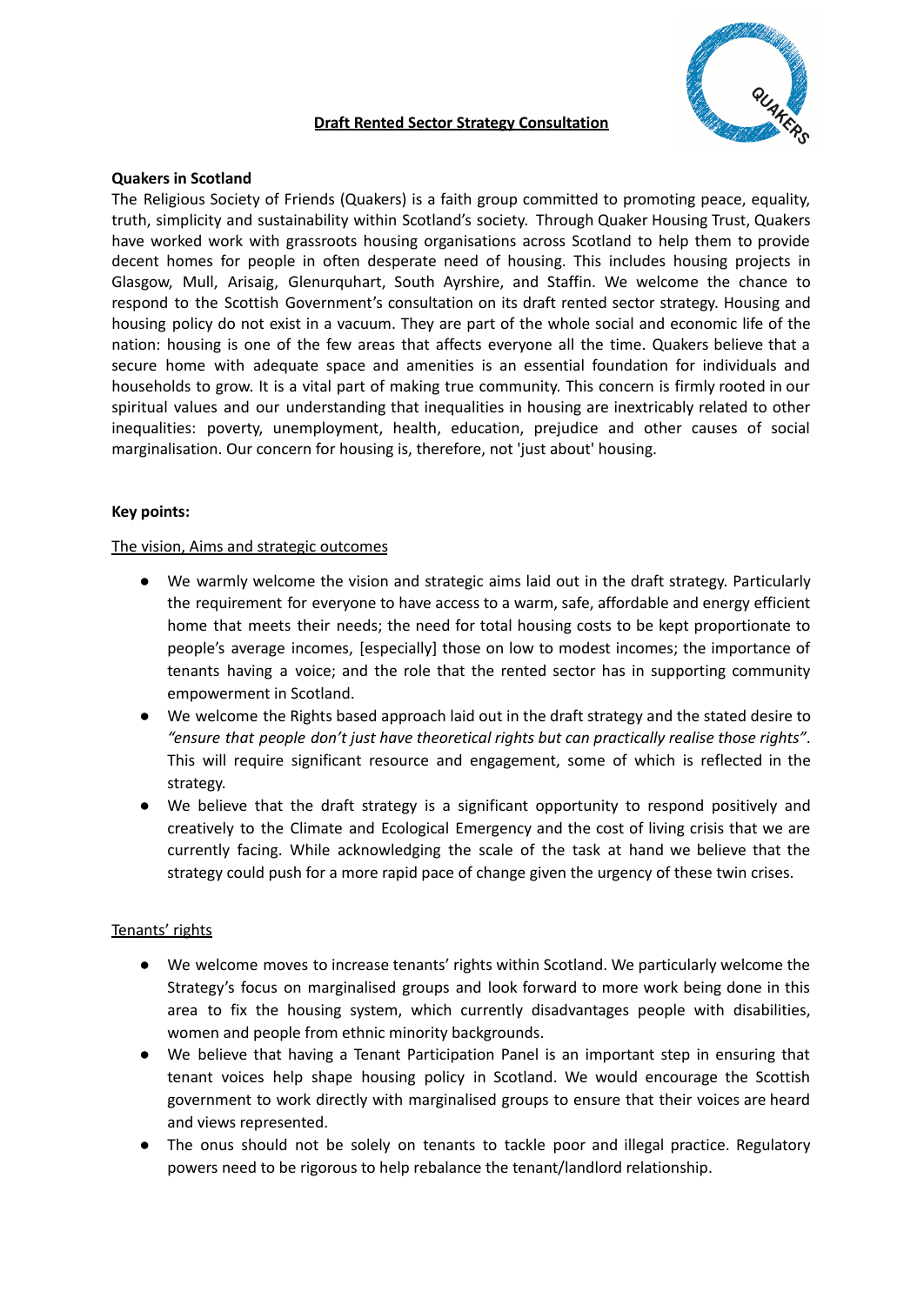# Draft Rented Sector Strategy Consultation

**Quakers in Scotland**

The Religious Society of Friends (Quakers) is a faith group committed to promoting peace, equality, truth, simplicity and sustainability within Scotland's society. Through Quaker Housing Trust, Quakers have worked work with grassroots housing organisations across Scotland to help them to provide decent homes for people in often desperate need of housing. This includes housing projects in Glasgow, Mull, Arisaig, Glenurquhart, South Ayrshire, and Staffin. We welcome the chance to respond to the Scottish Government's consultation on its draft rented sector strategy. Housing and housing policy do not exist in a vacuum. They are part of the whole social and economic life of the nation: housing is one of the few areas that affects everyone all the time. Quakers believe that a secure home with adequate space and amenities is an essential foundation for individuals and households to grow. It is a vital part of making true community. This concern is firmly rooted in our spiritual values and our understanding that inequalities in housing are inextricably related to other inequalities: poverty, unemployment, health, education, prejudice and other causes of social marginalisation. Our concern for housing is, therefore, not 'just about' housing.

**Key points:**

<u>The vision, Aims and strategic outcomes</u>

- We warmly welcome the vision and strategic aims laid out in the draft strategy. Particularly the requirement for everyone to have access to a warm, safe, affordable and energy efficient home that meets their needs; the need for total housing costs to be kept proportionate to people's average incomes, [especially] those on low to modest incomes; the importance of tenants having a voice; and the role that the rented sector has in supporting community empowerment in Scotland.
- We welcome the Rights based approach laid out in the draft strategy and the stated desire to *"ensure that people don't just have theoretical rights but can practically realise those rights"*. This will require significant resource and engagement, some of which is reflected in the strategy.
- We believe that the draft strategy is a significant opportunity to respond positively and creatively to the Climate and Ecological Emergency and the cost of living crisis that we are currently facing. While acknowledging the scale of the task at hand we believe that the strategy could push for a more rapid pace of change given the urgency of these twin crises.

<u>Tenants' rights</u>

- We welcome moves to increase tenants' rights within Scotland. We particularly welcome the Strategy's focus on marginalised groups and look forward to more work being done in this area to fix the housing system, which currently disadvantages people with disabilities, women and people from ethnic minority backgrounds.
- We believe that having a Tenant Participation Panel is an important step in ensuring that tenant voices help shape housing policy in Scotland. We would encourage the Scottish government to work directly with marginalised groups to ensure that their voices are heard and views represented.
- The onus should not be solely on tenants to tackle poor and illegal practice. Regulatory powers need to be rigorous to help rebalance the tenant/landlord relationship.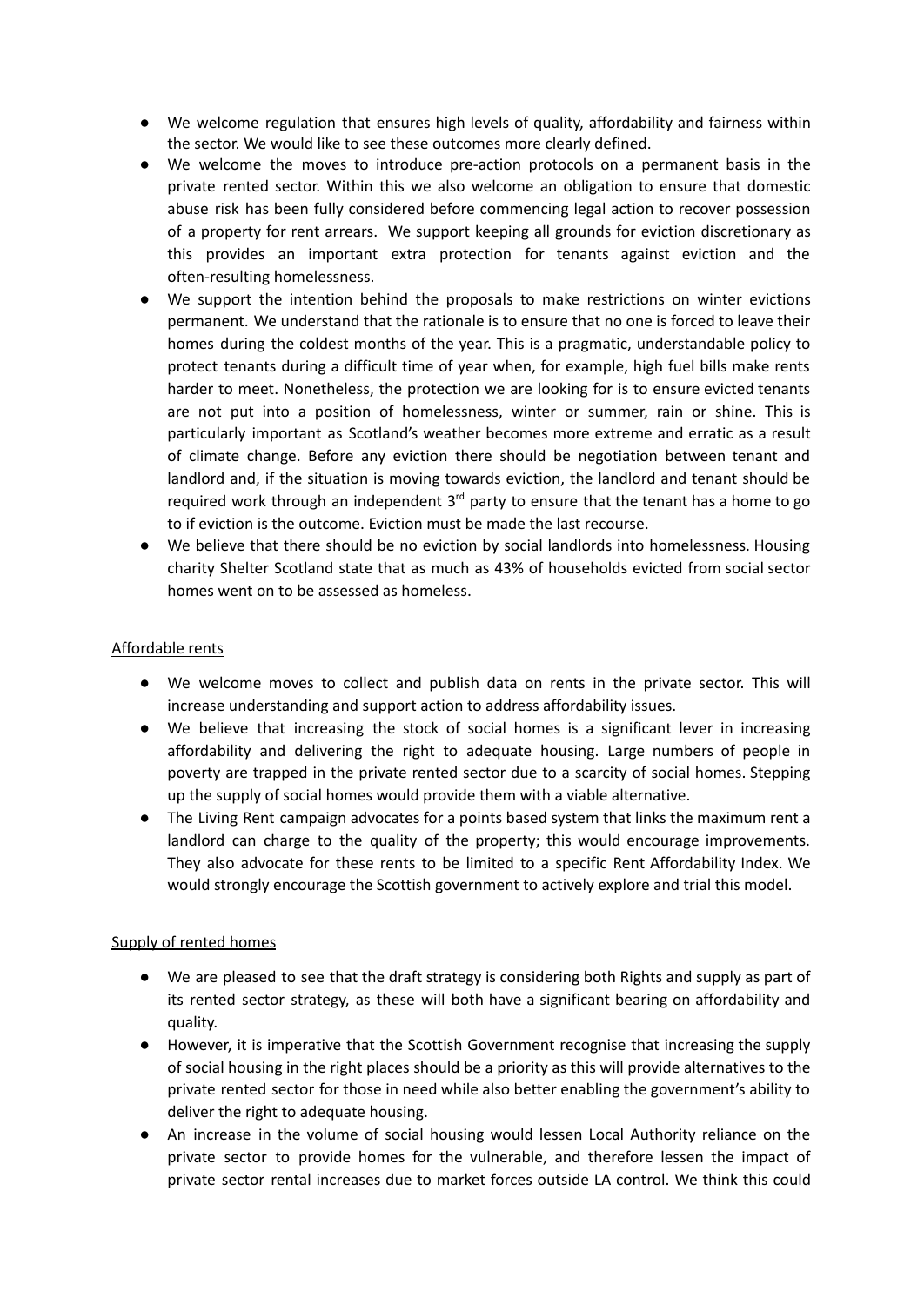- We welcome regulation that ensures high levels of quality, affordability and fairness within the sector. We would like to see these outcomes more clearly defined.
- We welcome the moves to introduce pre-action protocols on a permanent basis in the private rented sector. Within this we also welcome an obligation to ensure that domestic abuse risk has been fully considered before commencing legal action to recover possession of a property for rent arrears. We support keeping all grounds for eviction discretionary as this provides an important extra protection for tenants against eviction and the often-resulting homelessness.
- We support the intention behind the proposals to make restrictions on winter evictions permanent. We understand that the rationale is to ensure that no one is forced to leave their homes during the coldest months of the year. This is a pragmatic, understandable policy to protect tenants during a difficult time of year when, for example, high fuel bills make rents harder to meet. Nonetheless, the protection we are looking for is to ensure evicted tenants are not put into a position of homelessness, winter or summer, rain or shine. This is particularly important as Scotland's weather becomes more extreme and erratic as a result of climate change. Before any eviction there should be negotiation between tenant and landlord and, if the situation is moving towards eviction, the landlord and tenant should be required work through an independent 3rd party to ensure that the tenant has a home to go to if eviction is the outcome. Eviction must be made the last recourse.
- We believe that there should be no eviction by social landlords into homelessness. Housing charity Shelter Scotland state that as much as 43% of households evicted from social sector homes went on to be assessed as homeless.

<u>Affordable rents</u>

- We welcome moves to collect and publish data on rents in the private sector. This will increase understanding and support action to address affordability issues.
- We believe that increasing the stock of social homes is a significant lever in increasing affordability and delivering the right to adequate housing. Large numbers of people in poverty are trapped in the private rented sector due to a scarcity of social homes. Stepping up the supply of social homes would provide them with a viable alternative.
- The Living Rent campaign advocates for a points based system that links the maximum rent a landlord can charge to the quality of the property; this would encourage improvements. They also advocate for these rents to be limited to a specific Rent Affordability Index. We would strongly encourage the Scottish government to actively explore and trial this model.

<u>Supply of rented homes</u>

- We are pleased to see that the draft strategy is considering both Rights and supply as part of its rented sector strategy, as these will both have a significant bearing on affordability and quality.
- However, it is imperative that the Scottish Government recognise that increasing the supply of social housing in the right places should be a priority as this will provide alternatives to the private rented sector for those in need while also better enabling the government's ability to deliver the right to adequate housing.
- An increase in the volume of social housing would lessen Local Authority reliance on the private sector to provide homes for the vulnerable, and therefore lessen the impact of private sector rental increases due to market forces outside LA control. We think this could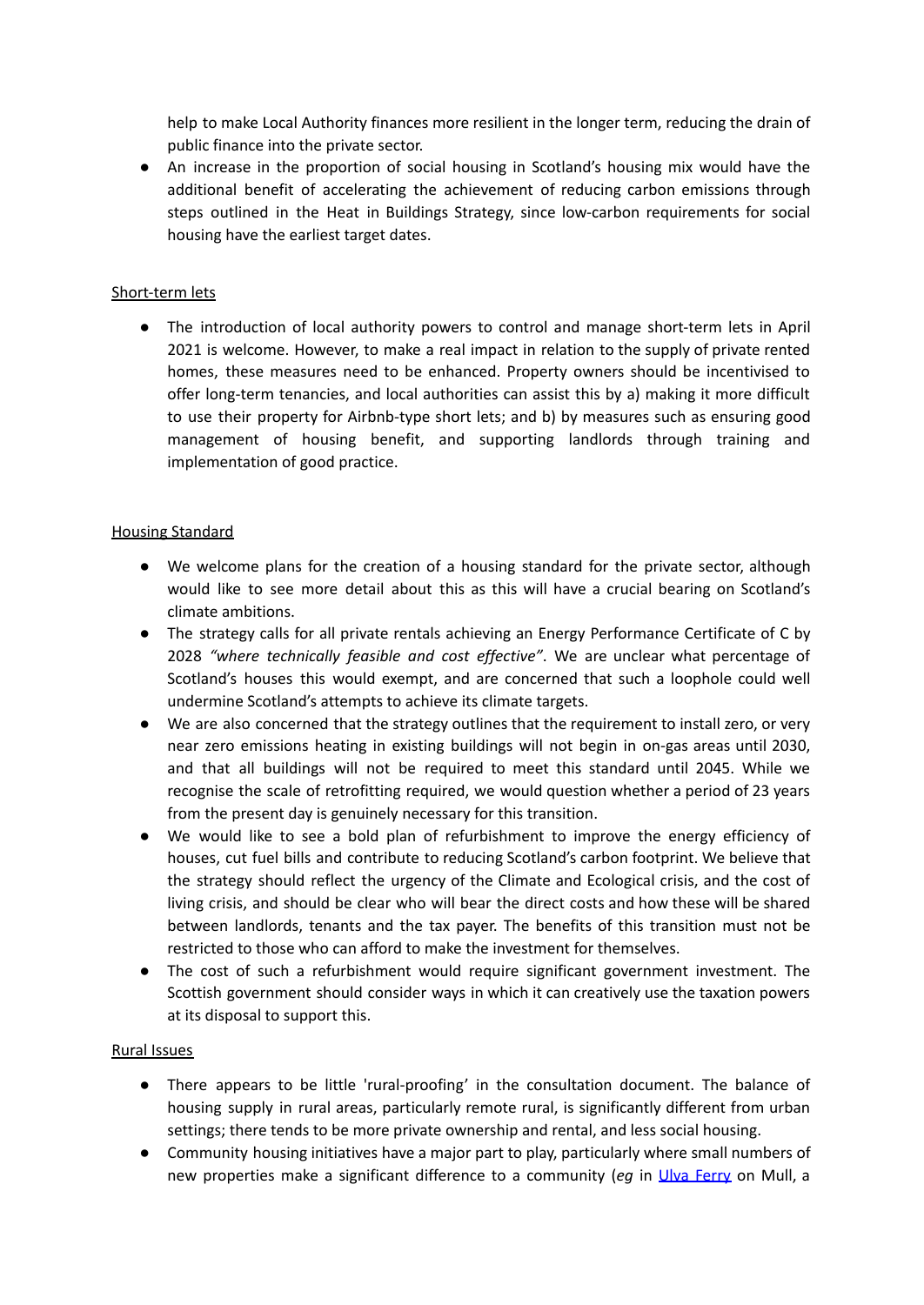help to make Local Authority finances more resilient in the longer term, reducing the drain of public finance into the private sector.

- An increase in the proportion of social housing in Scotland's housing mix would have the additional benefit of accelerating the achievement of reducing carbon emissions through steps outlined in the Heat in Buildings Strategy, since low-carbon requirements for social housing have the earliest target dates.

<u>Short-term lets</u>

- The introduction of local authority powers to control and manage short-term lets in April 2021 is welcome. However, to make a real impact in relation to the supply of private rented homes, these measures need to be enhanced. Property owners should be incentivised to offer long-term tenancies, and local authorities can assist this by a) making it more difficult to use their property for Airbnb-type short lets; and b) by measures such as ensuring good management of housing benefit, and supporting landlords through training and implementation of good practice.

<u>Housing Standard</u>

- We welcome plans for the creation of a housing standard for the private sector, although would like to see more detail about this as this will have a crucial bearing on Scotland's climate ambitions.
- The strategy calls for all private rentals achieving an Energy Performance Certificate of C by 2028 *"where technically feasible and cost effective"*. We are unclear what percentage of Scotland's houses this would exempt, and are concerned that such a loophole could well undermine Scotland's attempts to achieve its climate targets.
- We are also concerned that the strategy outlines that the requirement to install zero, or very near zero emissions heating in existing buildings will not begin in on-gas areas until 2030, and that all buildings will not be required to meet this standard until 2045. While we recognise the scale of retrofitting required, we would question whether a period of 23 years from the present day is genuinely necessary for this transition.
- We would like to see a bold plan of refurbishment to improve the energy efficiency of houses, cut fuel bills and contribute to reducing Scotland's carbon footprint. We believe that the strategy should reflect the urgency of the Climate and Ecological crisis, and the cost of living crisis, and should be clear who will bear the direct costs and how these will be shared between landlords, tenants and the tax payer. The benefits of this transition must not be restricted to those who can afford to make the investment for themselves.
- The cost of such a refurbishment would require significant government investment. The Scottish government should consider ways in which it can creatively use the taxation powers at its disposal to support this.

<u>Rural Issues</u>

- There appears to be little 'rural-proofing' in the consultation document. The balance of housing supply in rural areas, particularly remote rural, is significantly different from urban settings; there tends to be more private ownership and rental, and less social housing.
- Community housing initiatives have a major part to play, particularly where small numbers of new properties make a significant difference to a community (*eg* in [Ulva Ferry](#) on Mull, a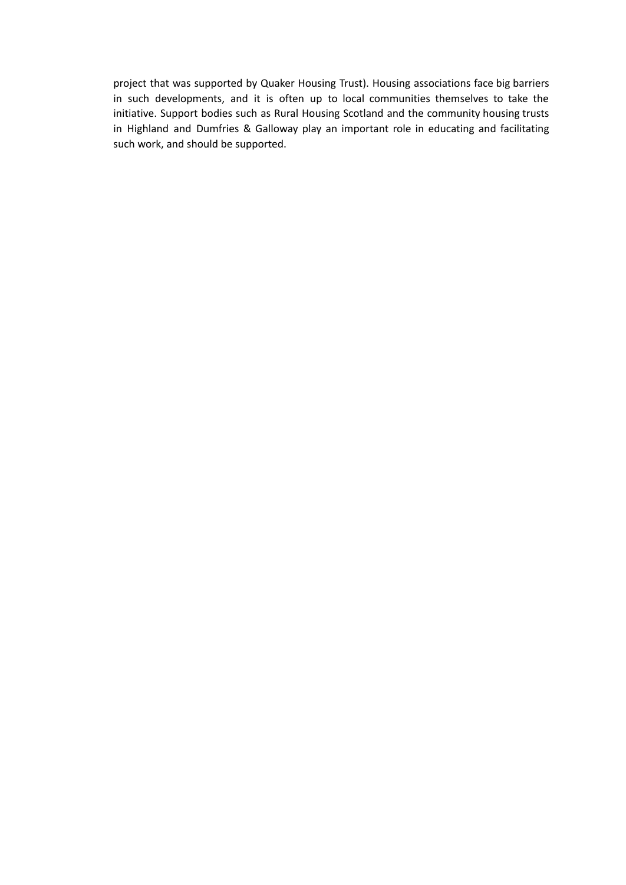project that was supported by Quaker Housing Trust). Housing associations face big barriers in such developments, and it is often up to local communities themselves to take the initiative. Support bodies such as Rural Housing Scotland and the community housing trusts in Highland and Dumfries & Galloway play an important role in educating and facilitating such work, and should be supported.